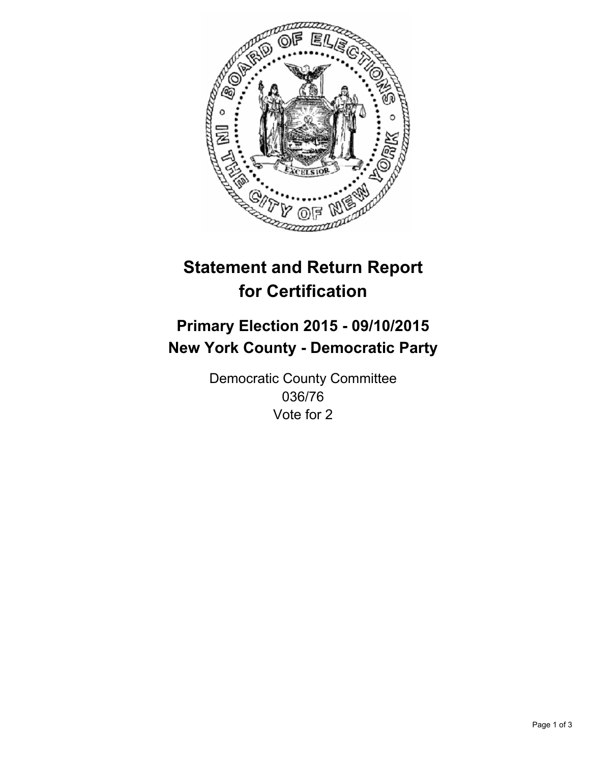# Statement and Return Report for Certification

## Primary Election 2015 - 09/10/2015
## New York County - Democratic Party

Democratic County Committee
036/76
Vote for 2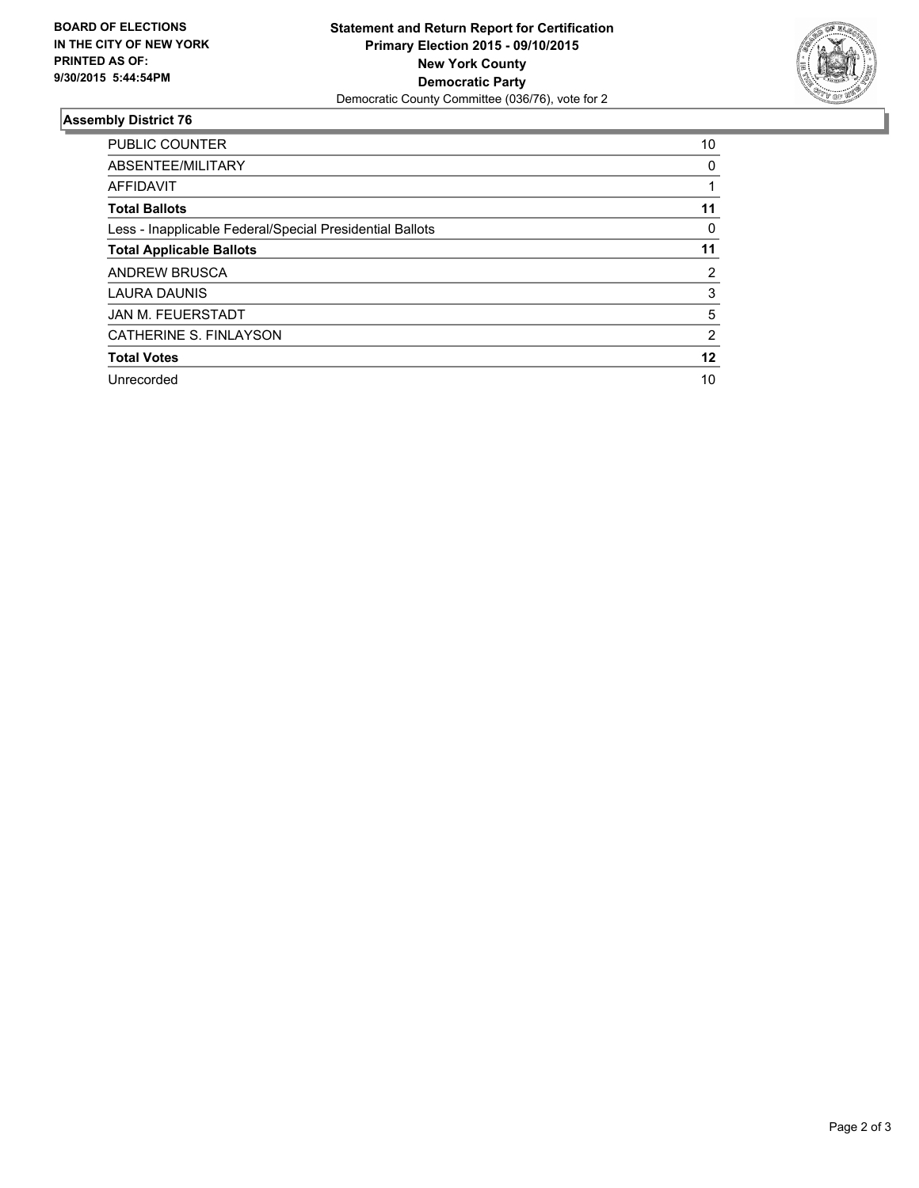**BOARD OF ELECTIONS IN THE CITY OF NEW YORK PRINTED AS OF: 9/30/2015 5:44:54PM**

**Statement and Return Report for Certification**
**Primary Election 2015 - 09/10/2015**
**New York County**
**Democratic Party**
Democratic County Committee (036/76), vote for 2

### Assembly District 76

| | |
|---|---|
| PUBLIC COUNTER | 10 |
| ABSENTEE/MILITARY | 0 |
| AFFIDAVIT | 1 |
| **Total Ballots** | **11** |
| Less - Inapplicable Federal/Special Presidential Ballots | 0 |
| **Total Applicable Ballots** | **11** |
| ANDREW BRUSCA | 2 |
| LAURA DAUNIS | 3 |
| JAN M. FEUERSTADT | 5 |
| CATHERINE S. FINLAYSON | 2 |
| **Total Votes** | **12** |
| Unrecorded | 10 |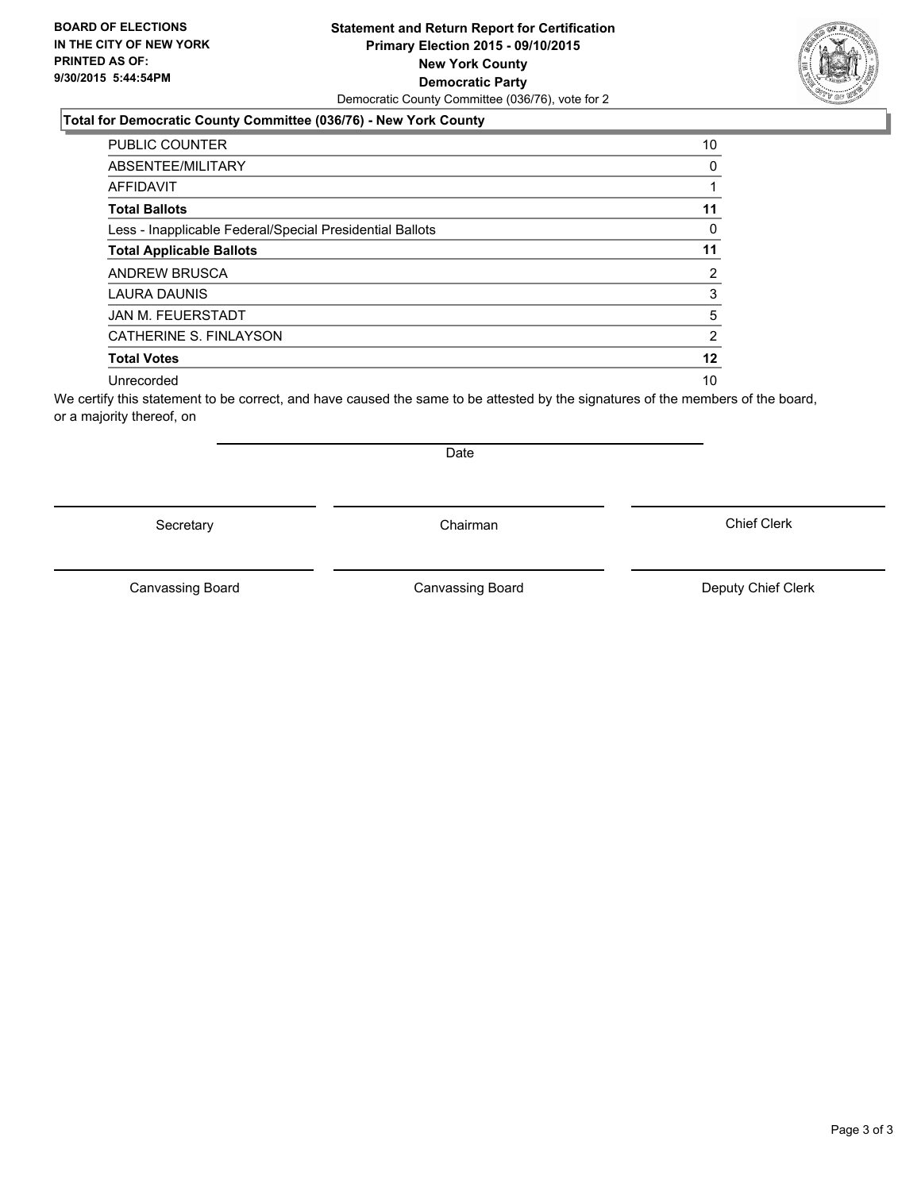**BOARD OF ELECTIONS IN THE CITY OF NEW YORK PRINTED AS OF: 9/30/2015 5:44:54PM**

**Statement and Return Report for Certification**
**Primary Election 2015 - 09/10/2015**
**New York County**
**Democratic Party**
Democratic County Committee (036/76), vote for 2

**Total for Democratic County Committee (036/76) - New York County**

| | |
|---|---|
| PUBLIC COUNTER | 10 |
| ABSENTEE/MILITARY | 0 |
| AFFIDAVIT | 1 |
| **Total Ballots** | **11** |
| Less - Inapplicable Federal/Special Presidential Ballots | 0 |
| **Total Applicable Ballots** | **11** |
| ANDREW BRUSCA | 2 |
| LAURA DAUNIS | 3 |
| JAN M. FEUERSTADT | 5 |
| CATHERINE S. FINLAYSON | 2 |
| **Total Votes** | **12** |
| Unrecorded | 10 |

We certify this statement to be correct, and have caused the same to be attested by the signatures of the members of the board, or a majority thereof, on

Date

Secretary | Chairman | Chief Clerk

Canvassing Board | Canvassing Board | Deputy Chief Clerk